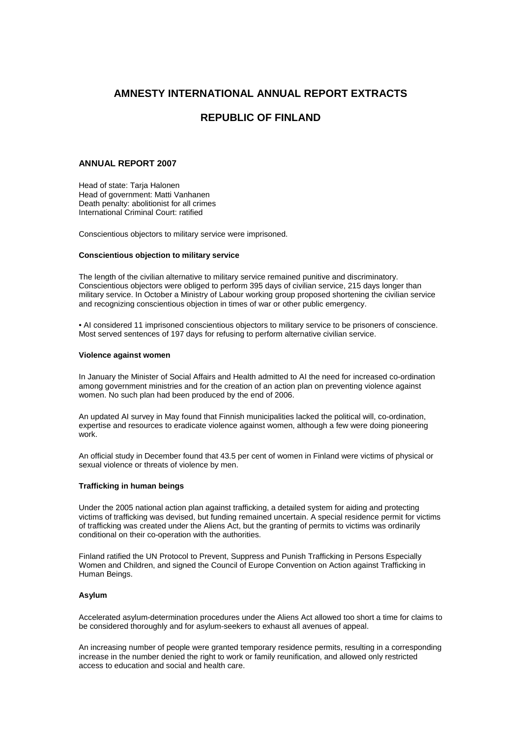# AMNESTY INTERNATIONAL ANNUAL REPORT EXTRACTS

# REPUBLIC OF FINLAND

## ANNUAL REPORT 2007

Head of state: Tarja Halonen
Head of government: Matti Vanhanen
Death penalty: abolitionist for all crimes
International Criminal Court: ratified

Conscientious objectors to military service were imprisoned.

### Conscientious objection to military service

The length of the civilian alternative to military service remained punitive and discriminatory. Conscientious objectors were obliged to perform 395 days of civilian service, 215 days longer than military service. In October a Ministry of Labour working group proposed shortening the civilian service and recognizing conscientious objection in times of war or other public emergency.

• AI considered 11 imprisoned conscientious objectors to military service to be prisoners of conscience. Most served sentences of 197 days for refusing to perform alternative civilian service.

### Violence against women

In January the Minister of Social Affairs and Health admitted to AI the need for increased co-ordination among government ministries and for the creation of an action plan on preventing violence against women. No such plan had been produced by the end of 2006.

An updated AI survey in May found that Finnish municipalities lacked the political will, co-ordination, expertise and resources to eradicate violence against women, although a few were doing pioneering work.

An official study in December found that 43.5 per cent of women in Finland were victims of physical or sexual violence or threats of violence by men.

### Trafficking in human beings

Under the 2005 national action plan against trafficking, a detailed system for aiding and protecting victims of trafficking was devised, but funding remained uncertain. A special residence permit for victims of trafficking was created under the Aliens Act, but the granting of permits to victims was ordinarily conditional on their co-operation with the authorities.

Finland ratified the UN Protocol to Prevent, Suppress and Punish Trafficking in Persons Especially Women and Children, and signed the Council of Europe Convention on Action against Trafficking in Human Beings.

### Asylum

Accelerated asylum-determination procedures under the Aliens Act allowed too short a time for claims to be considered thoroughly and for asylum-seekers to exhaust all avenues of appeal.

An increasing number of people were granted temporary residence permits, resulting in a corresponding increase in the number denied the right to work or family reunification, and allowed only restricted access to education and social and health care.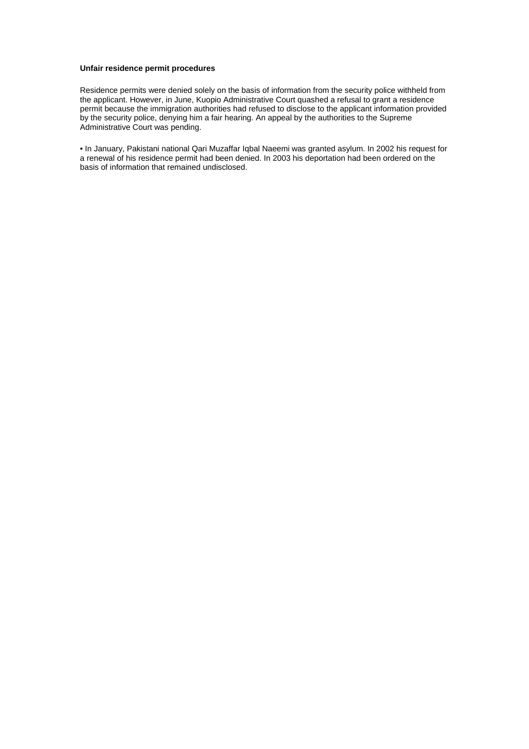**Unfair residence permit procedures**

Residence permits were denied solely on the basis of information from the security police withheld from the applicant. However, in June, Kuopio Administrative Court quashed a refusal to grant a residence permit because the immigration authorities had refused to disclose to the applicant information provided by the security police, denying him a fair hearing. An appeal by the authorities to the Supreme Administrative Court was pending.

• In January, Pakistani national Qari Muzaffar Iqbal Naeemi was granted asylum. In 2002 his request for a renewal of his residence permit had been denied. In 2003 his deportation had been ordered on the basis of information that remained undisclosed.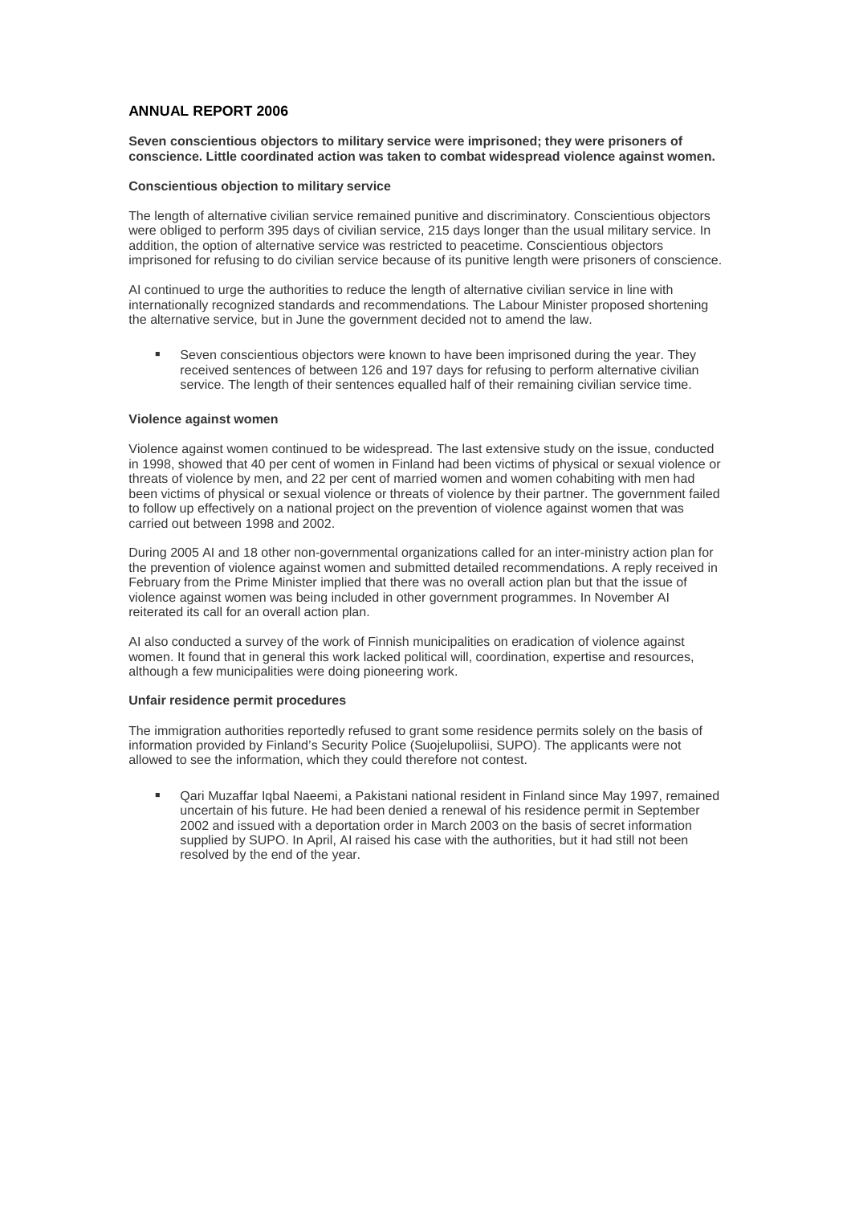## ANNUAL REPORT 2006

**Seven conscientious objectors to military service were imprisoned; they were prisoners of conscience. Little coordinated action was taken to combat widespread violence against women.**

### Conscientious objection to military service

The length of alternative civilian service remained punitive and discriminatory. Conscientious objectors were obliged to perform 395 days of civilian service, 215 days longer than the usual military service. In addition, the option of alternative service was restricted to peacetime. Conscientious objectors imprisoned for refusing to do civilian service because of its punitive length were prisoners of conscience.

AI continued to urge the authorities to reduce the length of alternative civilian service in line with internationally recognized standards and recommendations. The Labour Minister proposed shortening the alternative service, but in June the government decided not to amend the law.

- Seven conscientious objectors were known to have been imprisoned during the year. They received sentences of between 126 and 197 days for refusing to perform alternative civilian service. The length of their sentences equalled half of their remaining civilian service time.

### Violence against women

Violence against women continued to be widespread. The last extensive study on the issue, conducted in 1998, showed that 40 per cent of women in Finland had been victims of physical or sexual violence or threats of violence by men, and 22 per cent of married women and women cohabiting with men had been victims of physical or sexual violence or threats of violence by their partner. The government failed to follow up effectively on a national project on the prevention of violence against women that was carried out between 1998 and 2002.

During 2005 AI and 18 other non-governmental organizations called for an inter-ministry action plan for the prevention of violence against women and submitted detailed recommendations. A reply received in February from the Prime Minister implied that there was no overall action plan but that the issue of violence against women was being included in other government programmes. In November AI reiterated its call for an overall action plan.

AI also conducted a survey of the work of Finnish municipalities on eradication of violence against women. It found that in general this work lacked political will, coordination, expertise and resources, although a few municipalities were doing pioneering work.

### Unfair residence permit procedures

The immigration authorities reportedly refused to grant some residence permits solely on the basis of information provided by Finland's Security Police (Suojelupoliisi, SUPO). The applicants were not allowed to see the information, which they could therefore not contest.

- Qari Muzaffar Iqbal Naeemi, a Pakistani national resident in Finland since May 1997, remained uncertain of his future. He had been denied a renewal of his residence permit in September 2002 and issued with a deportation order in March 2003 on the basis of secret information supplied by SUPO. In April, AI raised his case with the authorities, but it had still not been resolved by the end of the year.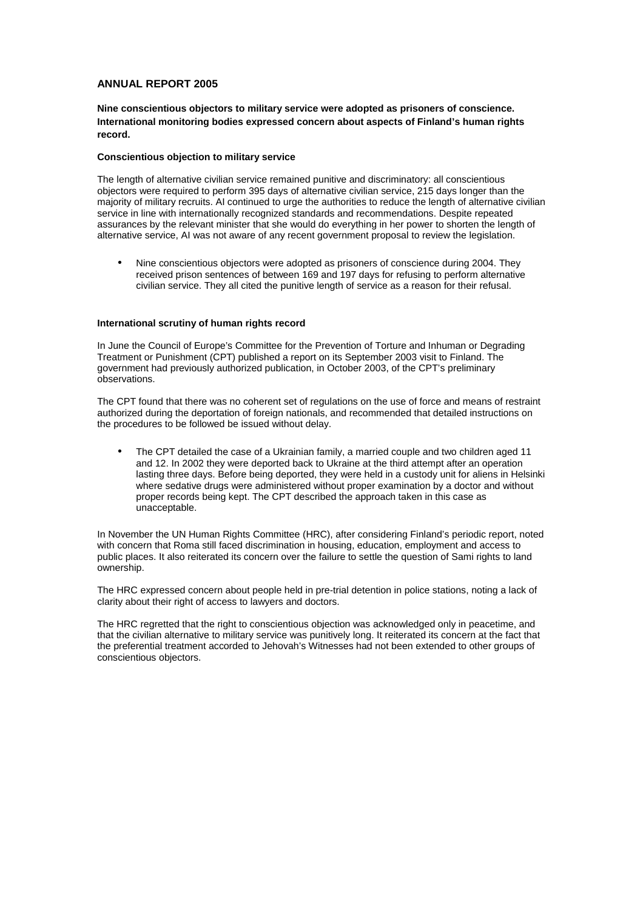## ANNUAL REPORT 2005

**Nine conscientious objectors to military service were adopted as prisoners of conscience. International monitoring bodies expressed concern about aspects of Finland's human rights record.**

### Conscientious objection to military service

The length of alternative civilian service remained punitive and discriminatory: all conscientious objectors were required to perform 395 days of alternative civilian service, 215 days longer than the majority of military recruits. AI continued to urge the authorities to reduce the length of alternative civilian service in line with internationally recognized standards and recommendations. Despite repeated assurances by the relevant minister that she would do everything in her power to shorten the length of alternative service, AI was not aware of any recent government proposal to review the legislation.

- Nine conscientious objectors were adopted as prisoners of conscience during 2004. They received prison sentences of between 169 and 197 days for refusing to perform alternative civilian service. They all cited the punitive length of service as a reason for their refusal.

### International scrutiny of human rights record

In June the Council of Europe's Committee for the Prevention of Torture and Inhuman or Degrading Treatment or Punishment (CPT) published a report on its September 2003 visit to Finland. The government had previously authorized publication, in October 2003, of the CPT's preliminary observations.

The CPT found that there was no coherent set of regulations on the use of force and means of restraint authorized during the deportation of foreign nationals, and recommended that detailed instructions on the procedures to be followed be issued without delay.

- The CPT detailed the case of a Ukrainian family, a married couple and two children aged 11 and 12. In 2002 they were deported back to Ukraine at the third attempt after an operation lasting three days. Before being deported, they were held in a custody unit for aliens in Helsinki where sedative drugs were administered without proper examination by a doctor and without proper records being kept. The CPT described the approach taken in this case as unacceptable.

In November the UN Human Rights Committee (HRC), after considering Finland's periodic report, noted with concern that Roma still faced discrimination in housing, education, employment and access to public places. It also reiterated its concern over the failure to settle the question of Sami rights to land ownership.

The HRC expressed concern about people held in pre-trial detention in police stations, noting a lack of clarity about their right of access to lawyers and doctors.

The HRC regretted that the right to conscientious objection was acknowledged only in peacetime, and that the civilian alternative to military service was punitively long. It reiterated its concern at the fact that the preferential treatment accorded to Jehovah's Witnesses had not been extended to other groups of conscientious objectors.